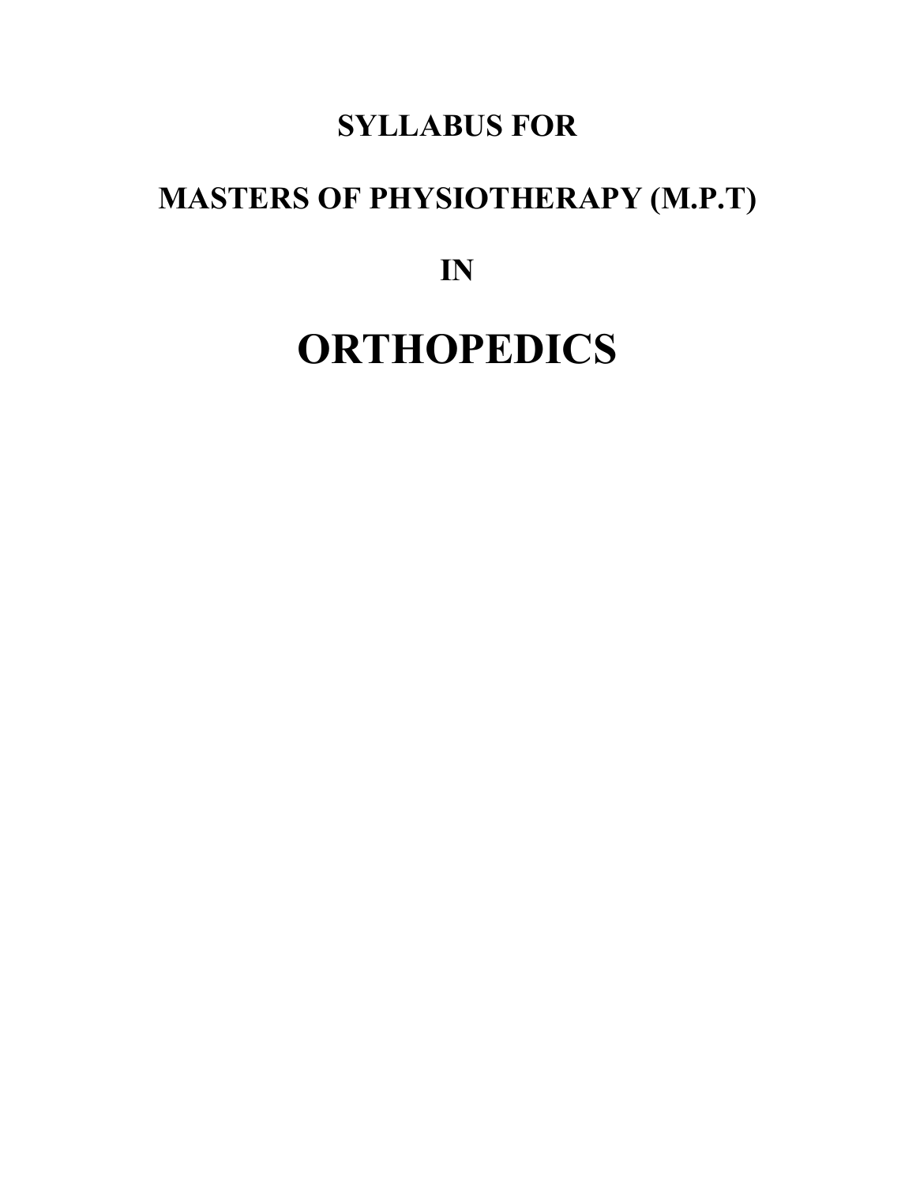# SYLLABUS FOR

# MASTERS OF PHYSIOTHERAPY (M.P.T)

# IN

# ORTHOPEDICS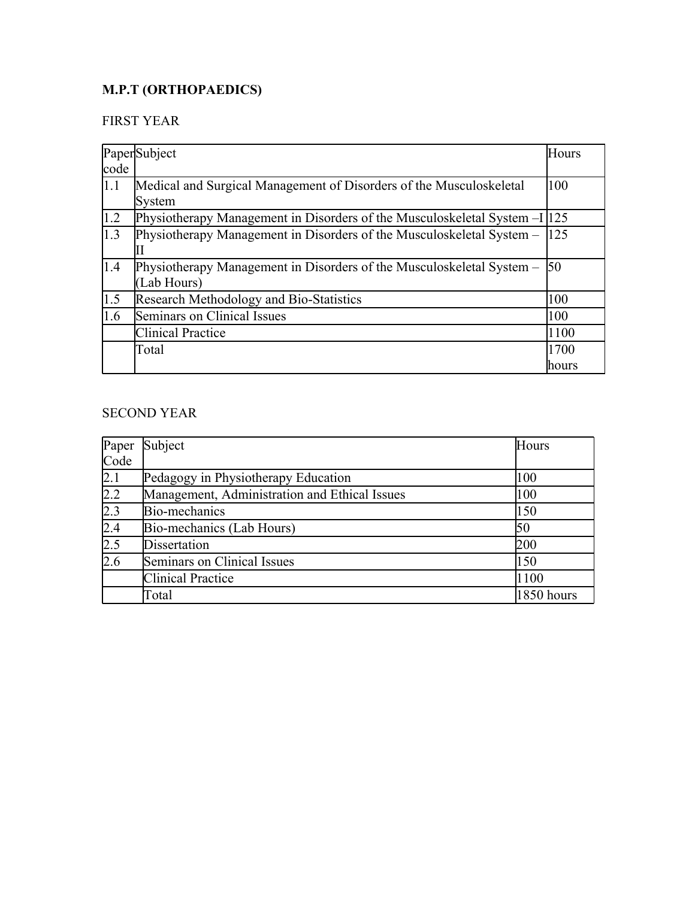**M.P.T (ORTHOPAEDICS)**

FIRST YEAR

| Paper code | Subject | Hours |
|---|---|---|
| 1.1 | Medical and Surgical Management of Disorders of the Musculoskeletal System | 100 |
| 1.2 | Physiotherapy Management in Disorders of the Musculoskeletal System –I | 125 |
| 1.3 | Physiotherapy Management in Disorders of the Musculoskeletal System – II | 125 |
| 1.4 | Physiotherapy Management in Disorders of the Musculoskeletal System – (Lab Hours) | 50 |
| 1.5 | Research Methodology and Bio-Statistics | 100 |
| 1.6 | Seminars on Clinical Issues | 100 |
| | Clinical Practice | 1100 |
| | Total | 1700 hours |

SECOND YEAR

| Paper Code | Subject | Hours |
|---|---|---|
| 2.1 | Pedagogy in Physiotherapy Education | 100 |
| 2.2 | Management, Administration and Ethical Issues | 100 |
| 2.3 | Bio-mechanics | 150 |
| 2.4 | Bio-mechanics (Lab Hours) | 50 |
| 2.5 | Dissertation | 200 |
| 2.6 | Seminars on Clinical Issues | 150 |
| | Clinical Practice | 1100 |
| | Total | 1850 hours |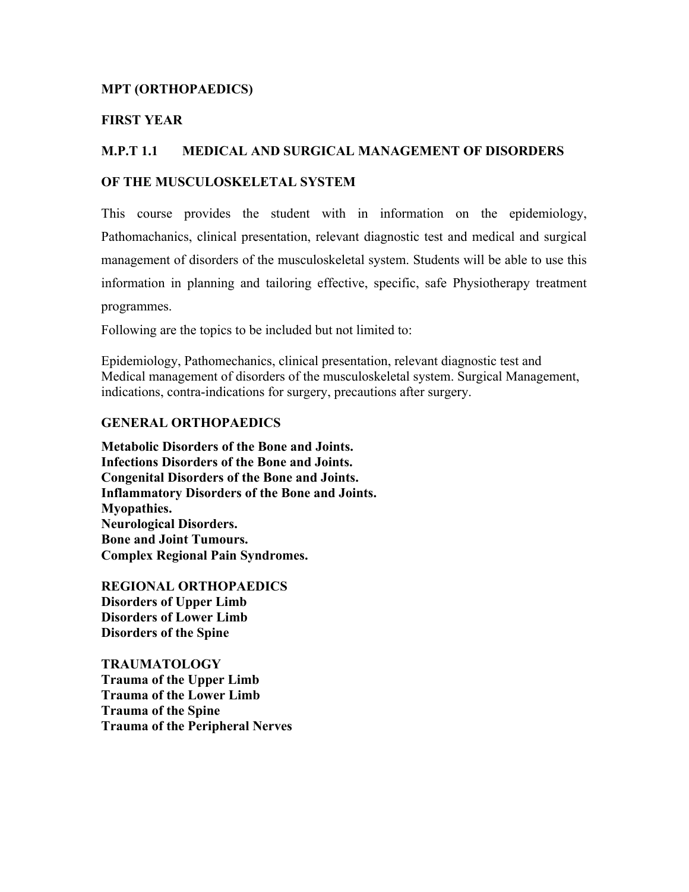## MPT (ORTHOPAEDICS)

### FIRST YEAR

### M.P.T 1.1 MEDICAL AND SURGICAL MANAGEMENT OF DISORDERS OF THE MUSCULOSKELETAL SYSTEM

This course provides the student with in information on the epidemiology, Pathomachanics, clinical presentation, relevant diagnostic test and medical and surgical management of disorders of the musculoskeletal system. Students will be able to use this information in planning and tailoring effective, specific, safe Physiotherapy treatment programmes.

Following are the topics to be included but not limited to:

Epidemiology, Pathomechanics, clinical presentation, relevant diagnostic test and Medical management of disorders of the musculoskeletal system. Surgical Management, indications, contra-indications for surgery, precautions after surgery.

**GENERAL ORTHOPAEDICS**

**Metabolic Disorders of the Bone and Joints.**
**Infections Disorders of the Bone and Joints.**
**Congenital Disorders of the Bone and Joints.**
**Inflammatory Disorders of the Bone and Joints.**
**Myopathies.**
**Neurological Disorders.**
**Bone and Joint Tumours.**
**Complex Regional Pain Syndromes.**

**REGIONAL ORTHOPAEDICS**
**Disorders of Upper Limb**
**Disorders of Lower Limb**
**Disorders of the Spine**

**TRAUMATOLOGY**
**Trauma of the Upper Limb**
**Trauma of the Lower Limb**
**Trauma of the Spine**
**Trauma of the Peripheral Nerves**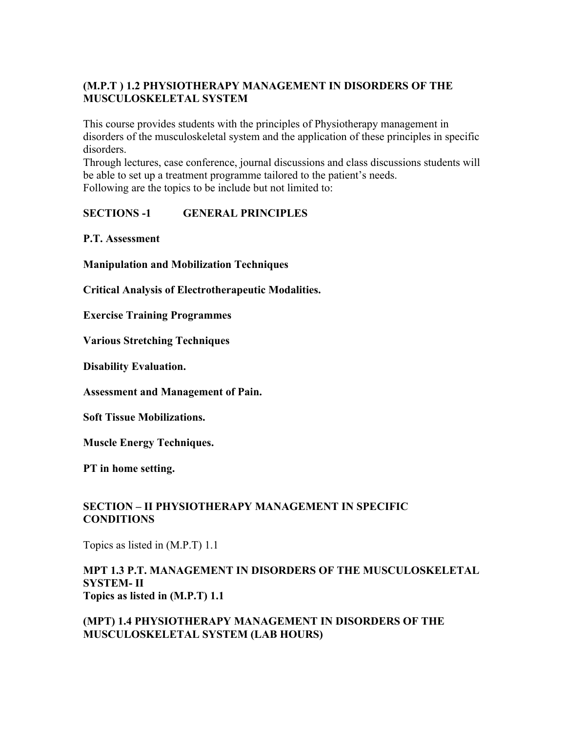## (M.P.T ) 1.2 PHYSIOTHERAPY MANAGEMENT IN DISORDERS OF THE MUSCULOSKELETAL SYSTEM

This course provides students with the principles of Physiotherapy management in disorders of the musculoskeletal system and the application of these principles in specific disorders.
Through lectures, case conference, journal discussions and class discussions students will be able to set up a treatment programme tailored to the patient's needs.
Following are the topics to be include but not limited to:

### SECTIONS -1 GENERAL PRINCIPLES

**P.T. Assessment**

**Manipulation and Mobilization Techniques**

**Critical Analysis of Electrotherapeutic Modalities.**

**Exercise Training Programmes**

**Various Stretching Techniques**

**Disability Evaluation.**

**Assessment and Management of Pain.**

**Soft Tissue Mobilizations.**

**Muscle Energy Techniques.**

**PT in home setting.**

### SECTION – II PHYSIOTHERAPY MANAGEMENT IN SPECIFIC CONDITIONS

Topics as listed in (M.P.T) 1.1

## MPT 1.3 P.T. MANAGEMENT IN DISORDERS OF THE MUSCULOSKELETAL SYSTEM- II

**Topics as listed in (M.P.T) 1.1**

## (MPT) 1.4 PHYSIOTHERAPY MANAGEMENT IN DISORDERS OF THE MUSCULOSKELETAL SYSTEM (LAB HOURS)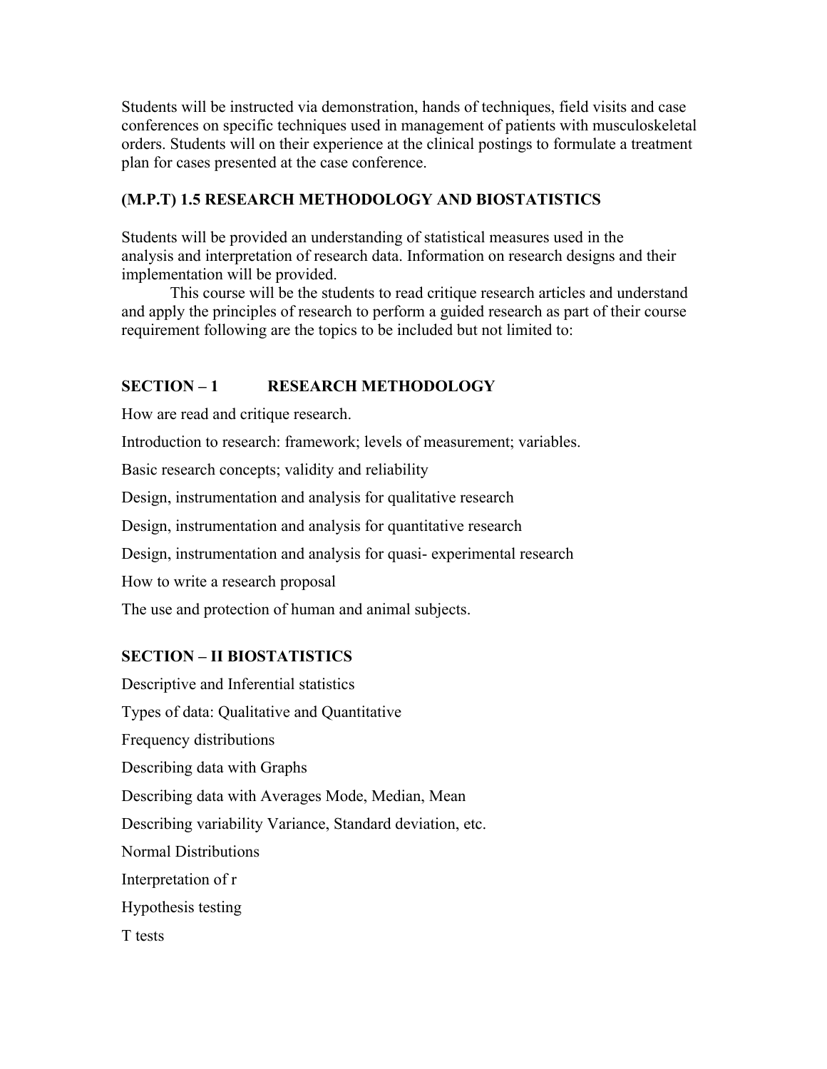Students will be instructed via demonstration, hands of techniques, field visits and case conferences on specific techniques used in management of patients with musculoskeletal orders. Students will on their experience at the clinical postings to formulate a treatment plan for cases presented at the case conference.

## (M.P.T) 1.5 RESEARCH METHODOLOGY AND BIOSTATISTICS

Students will be provided an understanding of statistical measures used in the analysis and interpretation of research data. Information on research designs and their implementation will be provided.

This course will be the students to read critique research articles and understand and apply the principles of research to perform a guided research as part of their course requirement following are the topics to be included but not limited to:

### SECTION – 1 RESEARCH METHODOLOGY

How are read and critique research.

Introduction to research: framework; levels of measurement; variables.

Basic research concepts; validity and reliability

Design, instrumentation and analysis for qualitative research

Design, instrumentation and analysis for quantitative research

Design, instrumentation and analysis for quasi- experimental research

How to write a research proposal

The use and protection of human and animal subjects.

### SECTION – II BIOSTATISTICS

Descriptive and Inferential statistics

Types of data: Qualitative and Quantitative

Frequency distributions

Describing data with Graphs

Describing data with Averages Mode, Median, Mean

Describing variability Variance, Standard deviation, etc.

Normal Distributions

Interpretation of r

Hypothesis testing

T tests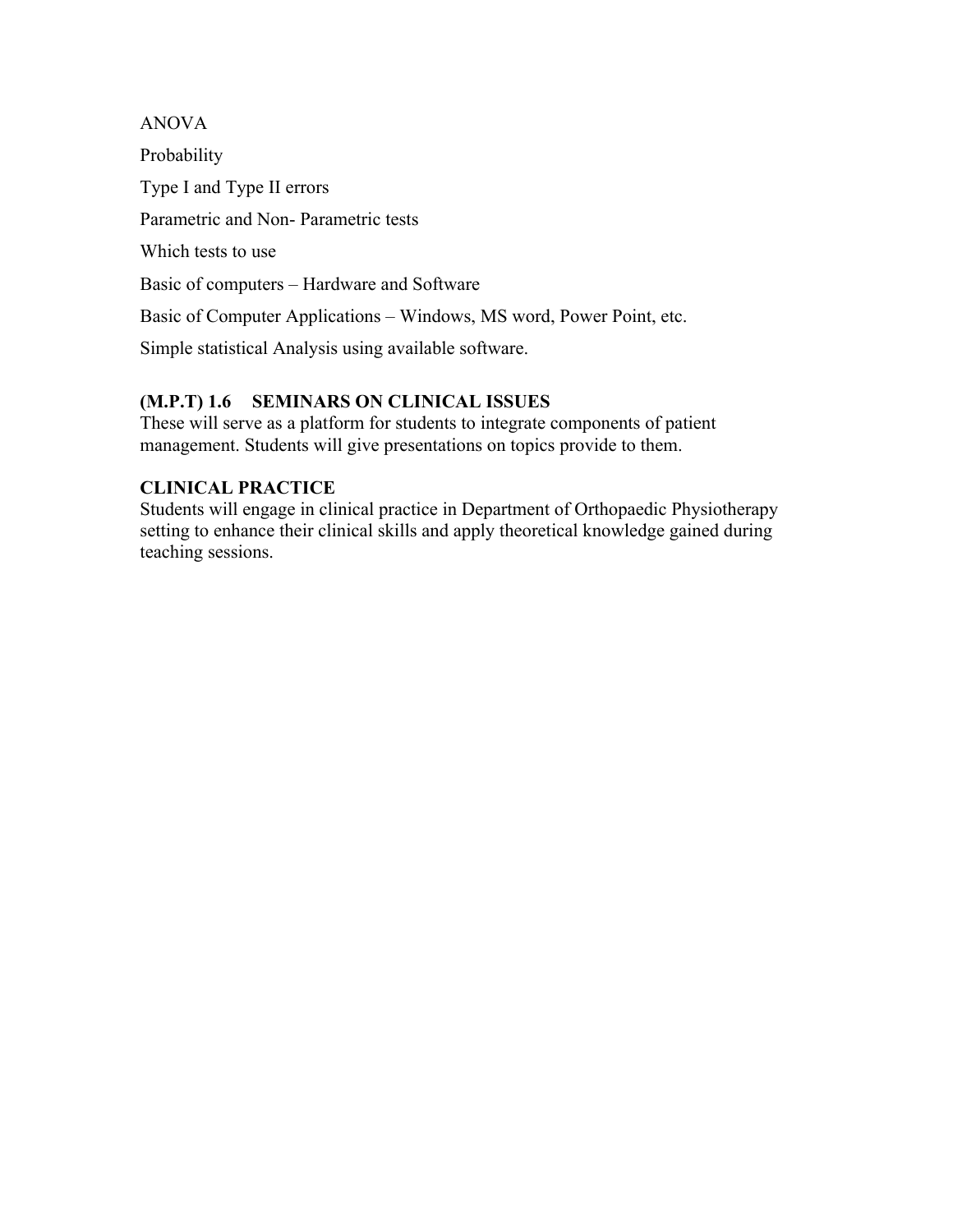ANOVA

Probability

Type I and Type II errors

Parametric and Non- Parametric tests

Which tests to use

Basic of computers – Hardware and Software

Basic of Computer Applications – Windows, MS word, Power Point, etc.

Simple statistical Analysis using available software.

### (M.P.T) 1.6 SEMINARS ON CLINICAL ISSUES

These will serve as a platform for students to integrate components of patient management. Students will give presentations on topics provide to them.

### CLINICAL PRACTICE

Students will engage in clinical practice in Department of Orthopaedic Physiotherapy setting to enhance their clinical skills and apply theoretical knowledge gained during teaching sessions.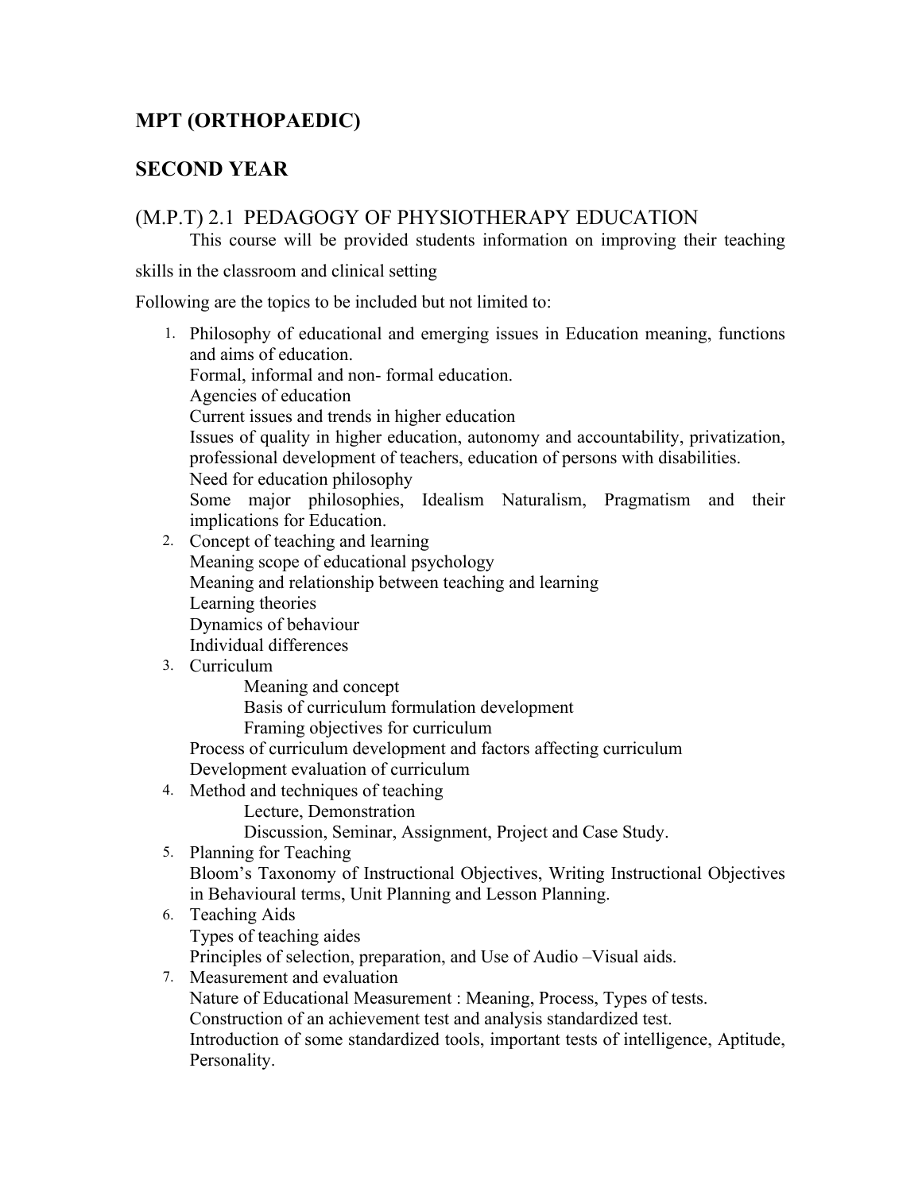## MPT (ORTHOPAEDIC)

## SECOND YEAR

### (M.P.T) 2.1 PEDAGOGY OF PHYSIOTHERAPY EDUCATION

This course will be provided students information on improving their teaching skills in the classroom and clinical setting

Following are the topics to be included but not limited to:

1. Philosophy of educational and emerging issues in Education meaning, functions and aims of education.
   Formal, informal and non- formal education.
   Agencies of education
   Current issues and trends in higher education
   Issues of quality in higher education, autonomy and accountability, privatization, professional development of teachers, education of persons with disabilities.
   Need for education philosophy
   Some major philosophies, Idealism Naturalism, Pragmatism and their implications for Education.
2. Concept of teaching and learning
   Meaning scope of educational psychology
   Meaning and relationship between teaching and learning
   Learning theories
   Dynamics of behaviour
   Individual differences
3. Curriculum
   - Meaning and concept
   - Basis of curriculum formulation development
   - Framing objectives for curriculum

   Process of curriculum development and factors affecting curriculum
   Development evaluation of curriculum
4. Method and techniques of teaching
   - Lecture, Demonstration
   - Discussion, Seminar, Assignment, Project and Case Study.
5. Planning for Teaching
   Bloom's Taxonomy of Instructional Objectives, Writing Instructional Objectives in Behavioural terms, Unit Planning and Lesson Planning.
6. Teaching Aids
   Types of teaching aides
   Principles of selection, preparation, and Use of Audio –Visual aids.
7. Measurement and evaluation
   Nature of Educational Measurement : Meaning, Process, Types of tests.
   Construction of an achievement test and analysis standardized test.
   Introduction of some standardized tools, important tests of intelligence, Aptitude, Personality.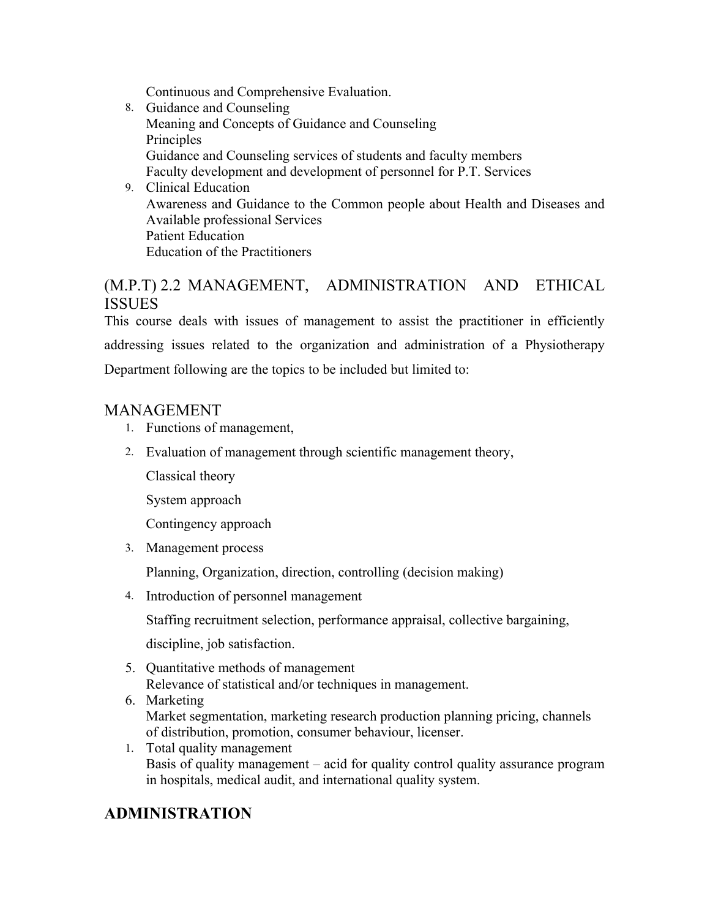Continuous and Comprehensive Evaluation.

8. Guidance and Counseling
   Meaning and Concepts of Guidance and Counseling
   Principles
   Guidance and Counseling services of students and faculty members
   Faculty development and development of personnel for P.T. Services
9. Clinical Education
   Awareness and Guidance to the Common people about Health and Diseases and Available professional Services
   Patient Education
   Education of the Practitioners

## (M.P.T) 2.2 MANAGEMENT, ADMINISTRATION AND ETHICAL ISSUES

This course deals with issues of management to assist the practitioner in efficiently addressing issues related to the organization and administration of a Physiotherapy Department following are the topics to be included but limited to:

## MANAGEMENT

1. Functions of management,
2. Evaluation of management through scientific management theory,

   Classical theory

   System approach

   Contingency approach
3. Management process

   Planning, Organization, direction, controlling (decision making)
4. Introduction of personnel management

   Staffing recruitment selection, performance appraisal, collective bargaining,

   discipline, job satisfaction.
5. Quantitative methods of management
   Relevance of statistical and/or techniques in management.
6. Marketing
   Market segmentation, marketing research production planning pricing, channels of distribution, promotion, consumer behaviour, licenser.
1. Total quality management
   Basis of quality management – acid for quality control quality assurance program in hospitals, medical audit, and international quality system.

## ADMINISTRATION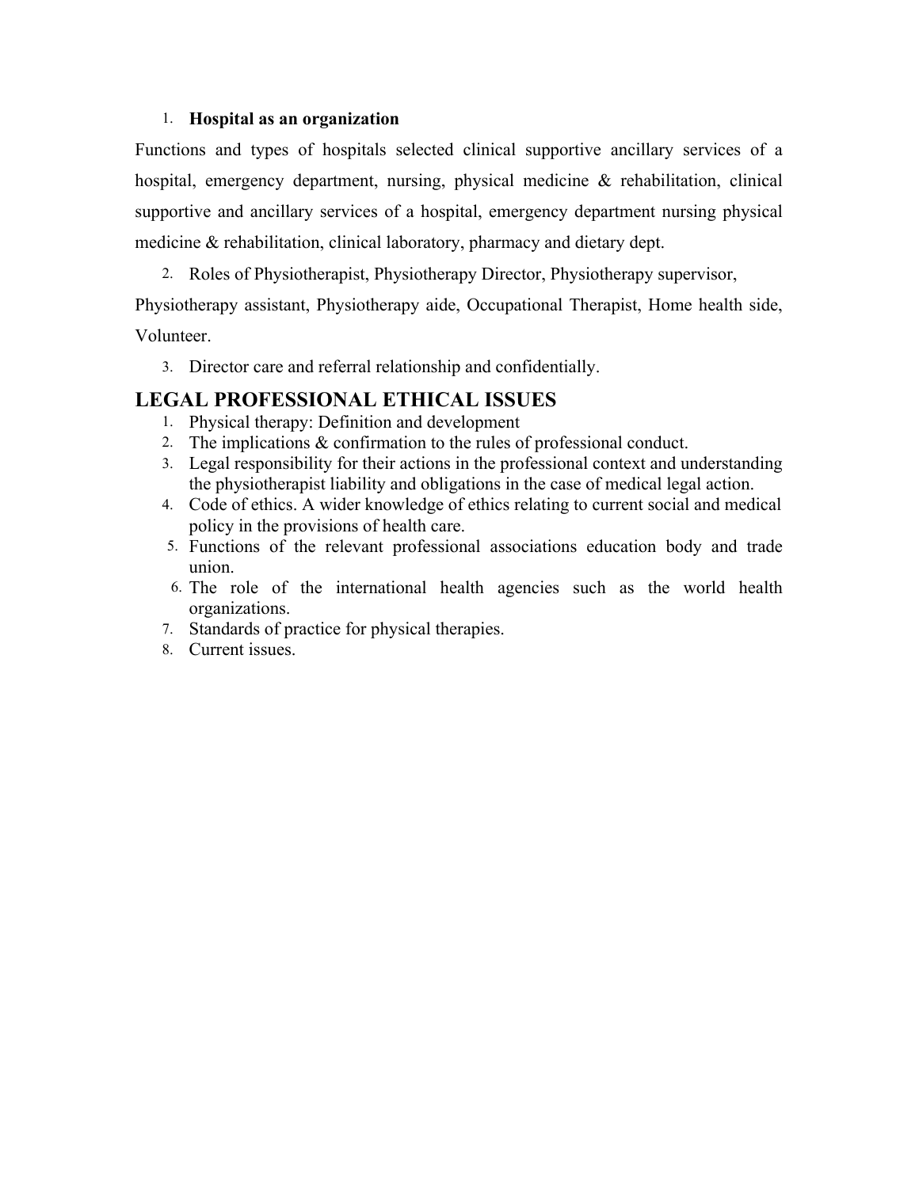1. **Hospital as an organization**

Functions and types of hospitals selected clinical supportive ancillary services of a hospital, emergency department, nursing, physical medicine & rehabilitation, clinical supportive and ancillary services of a hospital, emergency department nursing physical medicine & rehabilitation, clinical laboratory, pharmacy and dietary dept.

2. Roles of Physiotherapist, Physiotherapy Director, Physiotherapy supervisor,

Physiotherapy assistant, Physiotherapy aide, Occupational Therapist, Home health side, Volunteer.

3. Director care and referral relationship and confidentially.

## LEGAL PROFESSIONAL ETHICAL ISSUES

1. Physical therapy: Definition and development
2. The implications & confirmation to the rules of professional conduct.
3. Legal responsibility for their actions in the professional context and understanding the physiotherapist liability and obligations in the case of medical legal action.
4. Code of ethics. A wider knowledge of ethics relating to current social and medical policy in the provisions of health care.
5. Functions of the relevant professional associations education body and trade union.
6. The role of the international health agencies such as the world health organizations.
7. Standards of practice for physical therapies.
8. Current issues.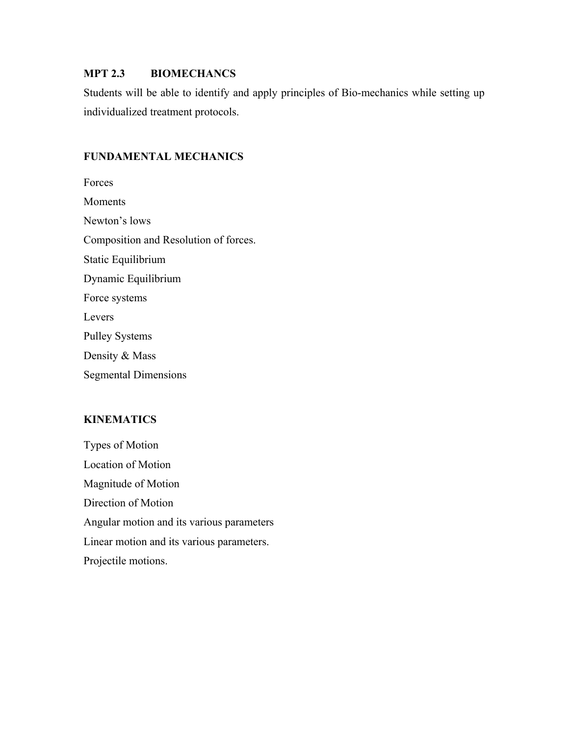## MPT 2.3 BIOMECHANCS

Students will be able to identify and apply principles of Bio-mechanics while setting up individualized treatment protocols.

### FUNDAMENTAL MECHANICS

Forces

Moments

Newton's lows

Composition and Resolution of forces.

Static Equilibrium

Dynamic Equilibrium

Force systems

Levers

Pulley Systems

Density & Mass

Segmental Dimensions

### KINEMATICS

Types of Motion

Location of Motion

Magnitude of Motion

Direction of Motion

Angular motion and its various parameters

Linear motion and its various parameters.

Projectile motions.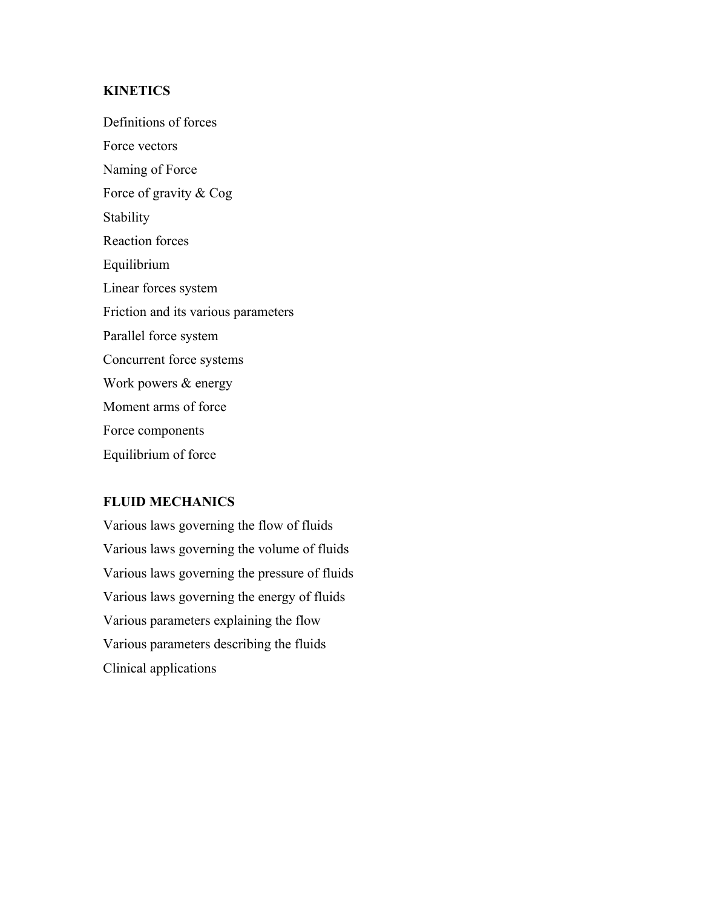**KINETICS**

Definitions of forces

Force vectors

Naming of Force

Force of gravity & Cog

Stability

Reaction forces

Equilibrium

Linear forces system

Friction and its various parameters

Parallel force system

Concurrent force systems

Work powers & energy

Moment arms of force

Force components

Equilibrium of force

**FLUID MECHANICS**

Various laws governing the flow of fluids

Various laws governing the volume of fluids

Various laws governing the pressure of fluids

Various laws governing the energy of fluids

Various parameters explaining the flow

Various parameters describing the fluids

Clinical applications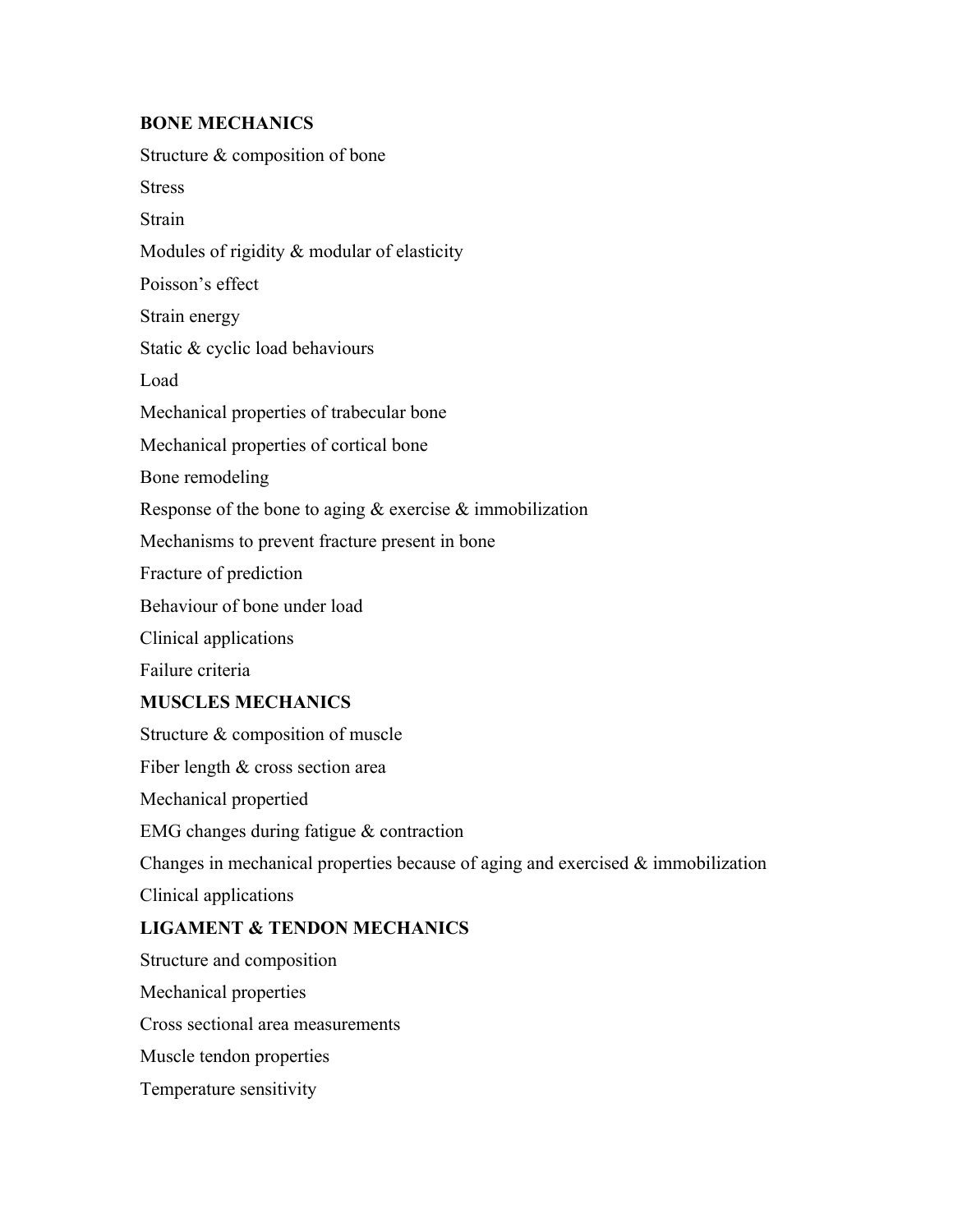**BONE MECHANICS**

Structure & composition of bone

Stress

Strain

Modules of rigidity & modular of elasticity

Poisson's effect

Strain energy

Static & cyclic load behaviours

Load

Mechanical properties of trabecular bone

Mechanical properties of cortical bone

Bone remodeling

Response of the bone to aging & exercise & immobilization

Mechanisms to prevent fracture present in bone

Fracture of prediction

Behaviour of bone under load

Clinical applications

Failure criteria

**MUSCLES MECHANICS**

Structure & composition of muscle

Fiber length & cross section area

Mechanical propertied

EMG changes during fatigue & contraction

Changes in mechanical properties because of aging and exercised & immobilization

Clinical applications

**LIGAMENT & TENDON MECHANICS**

Structure and composition

Mechanical properties

Cross sectional area measurements

Muscle tendon properties

Temperature sensitivity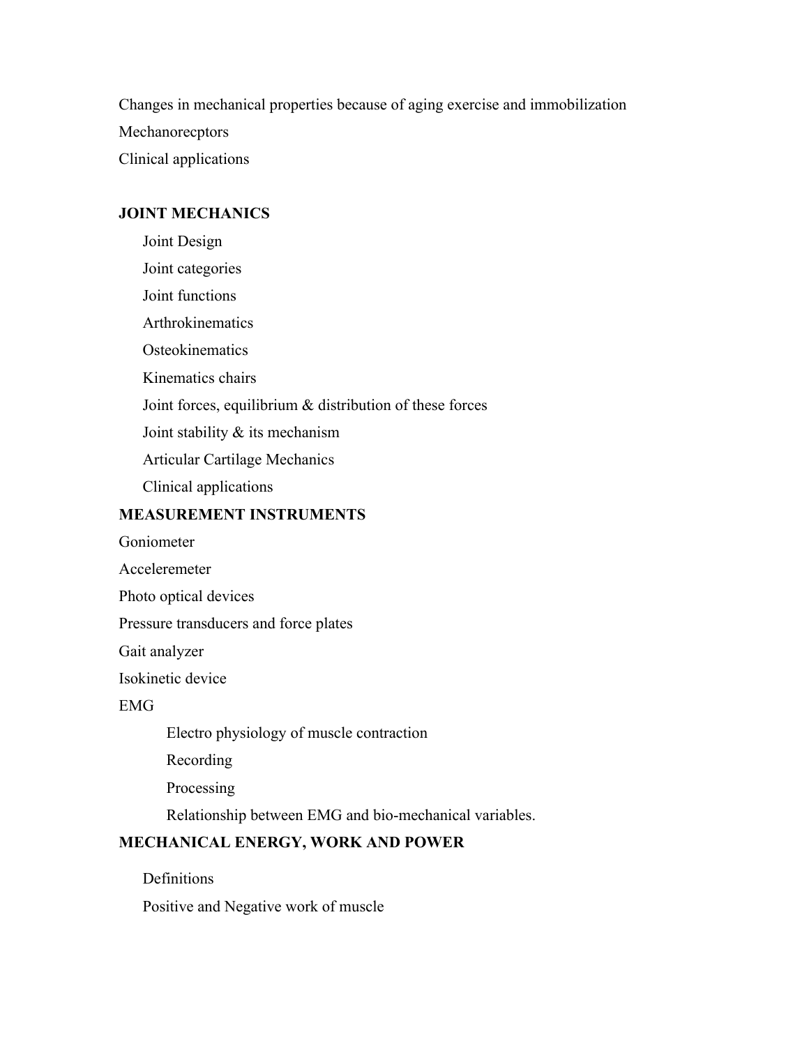Changes in mechanical properties because of aging exercise and immobilization

Mechanorecptors

Clinical applications

**JOINT MECHANICS**

- Joint Design
- Joint categories
- Joint functions
- Arthrokinematics
- Osteokinematics
- Kinematics chairs
- Joint forces, equilibrium & distribution of these forces
- Joint stability & its mechanism
- Articular Cartilage Mechanics
- Clinical applications

**MEASUREMENT INSTRUMENTS**

Goniometer

Acceleremeter

Photo optical devices

Pressure transducers and force plates

Gait analyzer

Isokinetic device

EMG

- Electro physiology of muscle contraction
- Recording
- Processing
- Relationship between EMG and bio-mechanical variables.

**MECHANICAL ENERGY, WORK AND POWER**

- Definitions
- Positive and Negative work of muscle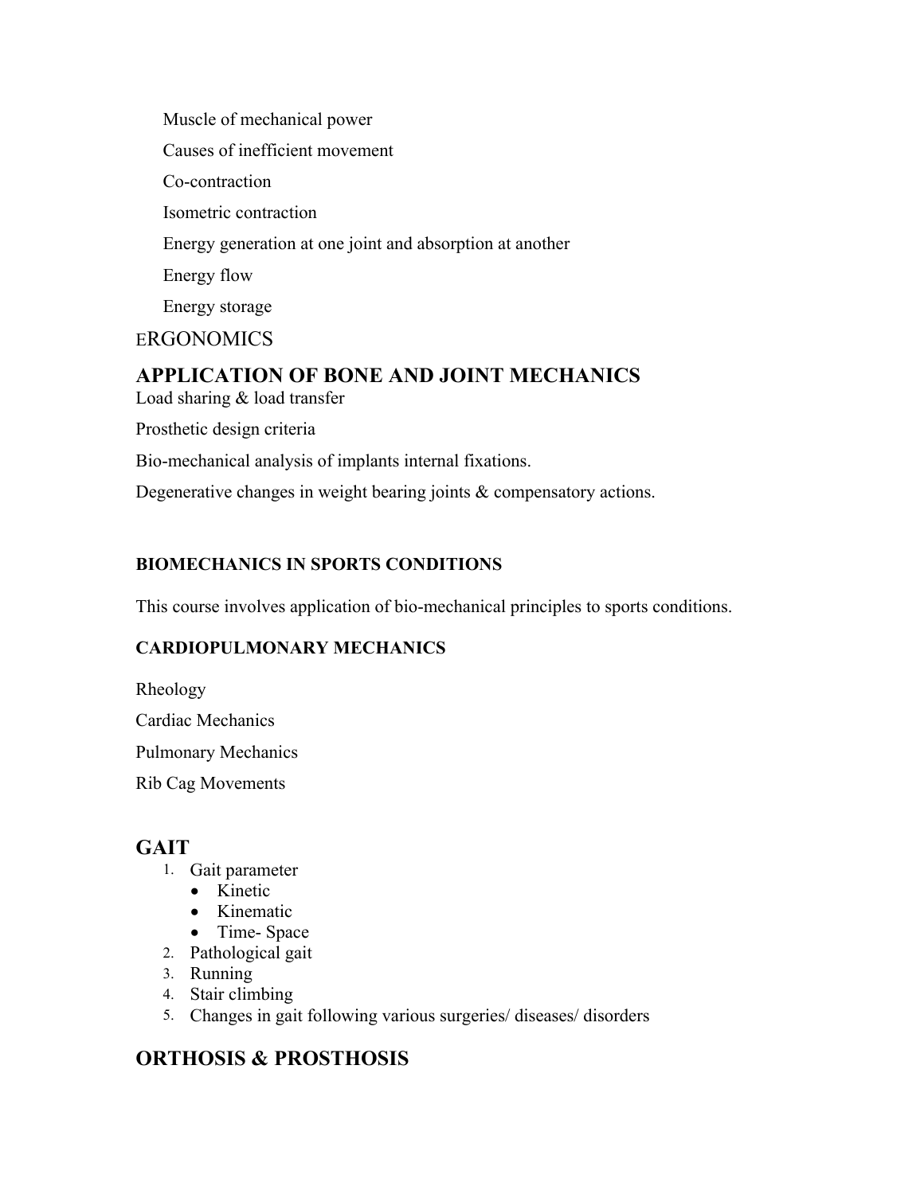Muscle of mechanical power

Causes of inefficient movement

Co-contraction

Isometric contraction

Energy generation at one joint and absorption at another

Energy flow

Energy storage

ERGONOMICS

## APPLICATION OF BONE AND JOINT MECHANICS

Load sharing & load transfer

Prosthetic design criteria

Bio-mechanical analysis of implants internal fixations.

Degenerative changes in weight bearing joints & compensatory actions.

**BIOMECHANICS IN SPORTS CONDITIONS**

This course involves application of bio-mechanical principles to sports conditions.

**CARDIOPULMONARY MECHANICS**

Rheology

Cardiac Mechanics

Pulmonary Mechanics

Rib Cag Movements

## GAIT

1. Gait parameter
   - Kinetic
   - Kinematic
   - Time- Space
2. Pathological gait
3. Running
4. Stair climbing
5. Changes in gait following various surgeries/ diseases/ disorders

## ORTHOSIS & PROSTHOSIS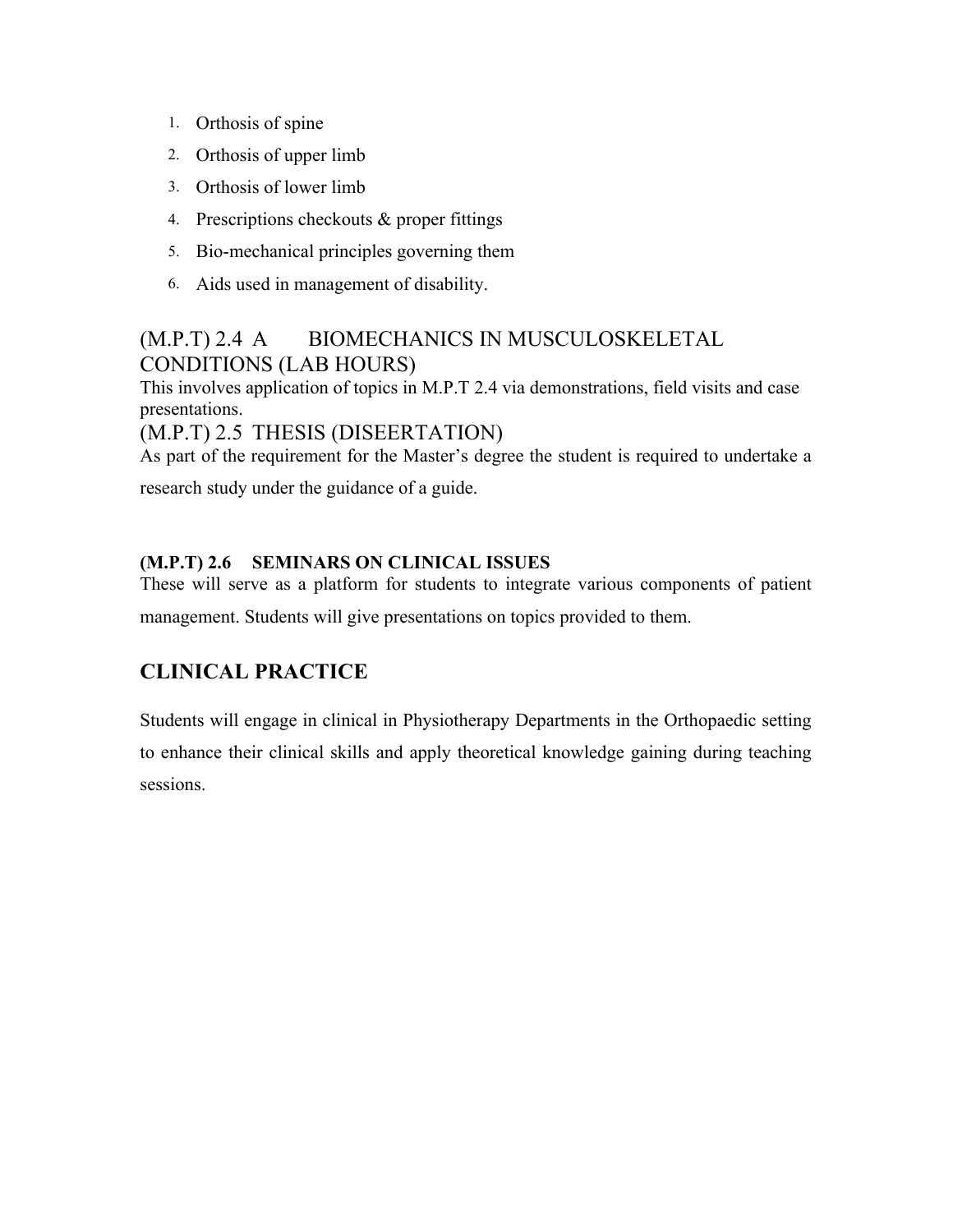1. Orthosis of spine
2. Orthosis of upper limb
3. Orthosis of lower limb
4. Prescriptions checkouts & proper fittings
5. Bio-mechanical principles governing them
6. Aids used in management of disability.

## (M.P.T) 2.4 A BIOMECHANICS IN MUSCULOSKELETAL CONDITIONS (LAB HOURS)

This involves application of topics in M.P.T 2.4 via demonstrations, field visits and case presentations.

## (M.P.T) 2.5 THESIS (DISEERTATION)

As part of the requirement for the Master's degree the student is required to undertake a research study under the guidance of a guide.

### (M.P.T) 2.6 SEMINARS ON CLINICAL ISSUES

These will serve as a platform for students to integrate various components of patient management. Students will give presentations on topics provided to them.

## CLINICAL PRACTICE

Students will engage in clinical in Physiotherapy Departments in the Orthopaedic setting to enhance their clinical skills and apply theoretical knowledge gaining during teaching sessions.